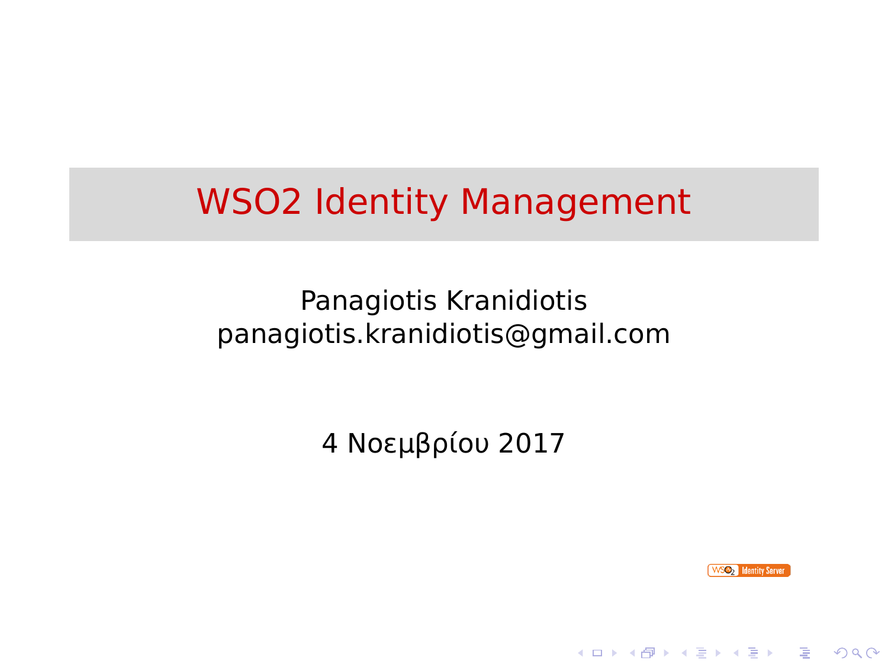# WSO2 Identity Management

Panagiotis Kranidiotis
panagiotis.kranidiotis@gmail.com

4 Νοεμβρίου 2017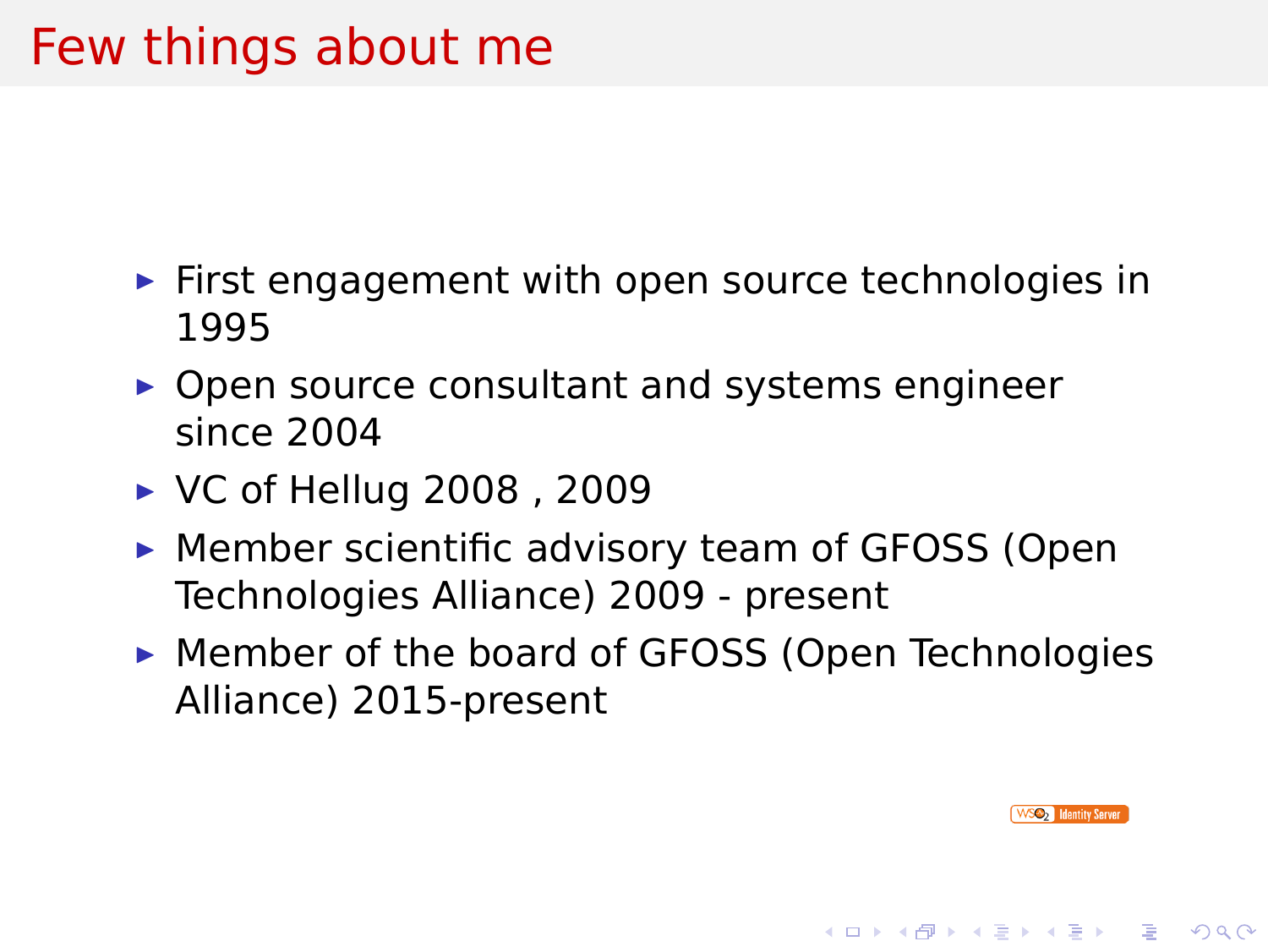# Few things about me

- First engagement with open source technologies in 1995
- Open source consultant and systems engineer since 2004
- VC of Hellug 2008 , 2009
- Member scientific advisory team of GFOSS (Open Technologies Alliance) 2009 - present
- Member of the board of GFOSS (Open Technologies Alliance) 2015-present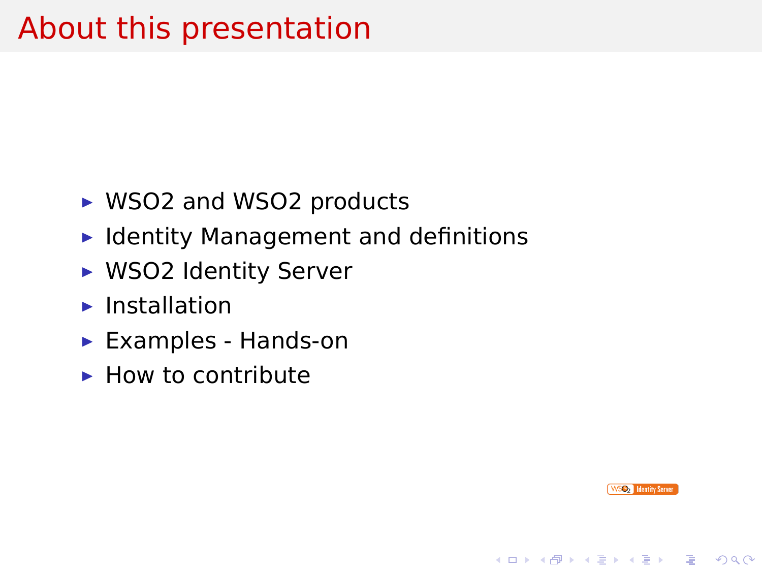# About this presentation

- WSO2 and WSO2 products
- Identity Management and definitions
- WSO2 Identity Server
- Installation
- Examples - Hands-on
- How to contribute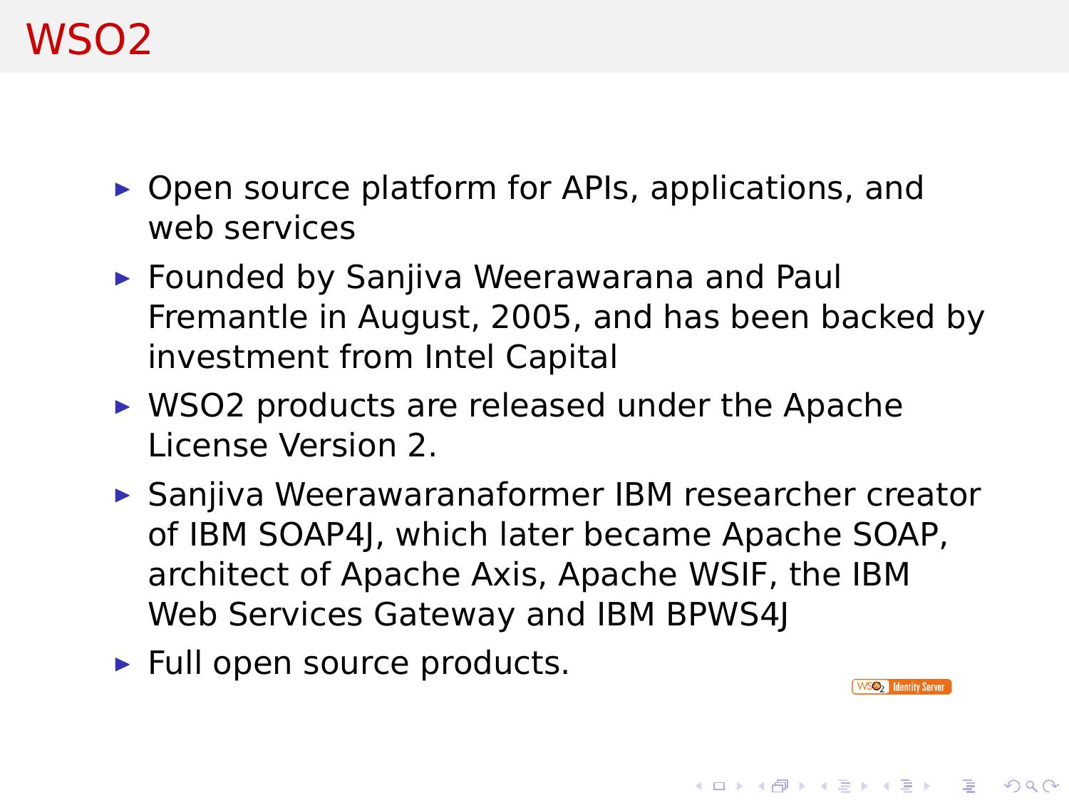# WSO2

- Open source platform for APIs, applications, and web services
- Founded by Sanjiva Weerawarana and Paul Fremantle in August, 2005, and has been backed by investment from Intel Capital
- WSO2 products are released under the Apache License Version 2.
- Sanjiva Weerawaranaformer IBM researcher creator of IBM SOAP4J, which later became Apache SOAP, architect of Apache Axis, Apache WSIF, the IBM Web Services Gateway and IBM BPWS4J
- Full open source products.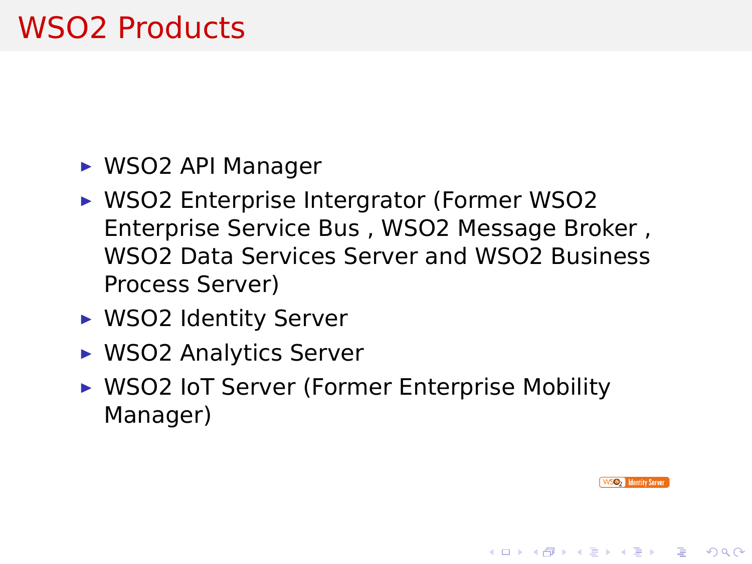# WSO2 Products

- WSO2 API Manager
- WSO2 Enterprise Intergrator (Former WSO2 Enterprise Service Bus , WSO2 Message Broker , WSO2 Data Services Server and WSO2 Business Process Server)
- WSO2 Identity Server
- WSO2 Analytics Server
- WSO2 IoT Server (Former Enterprise Mobility Manager)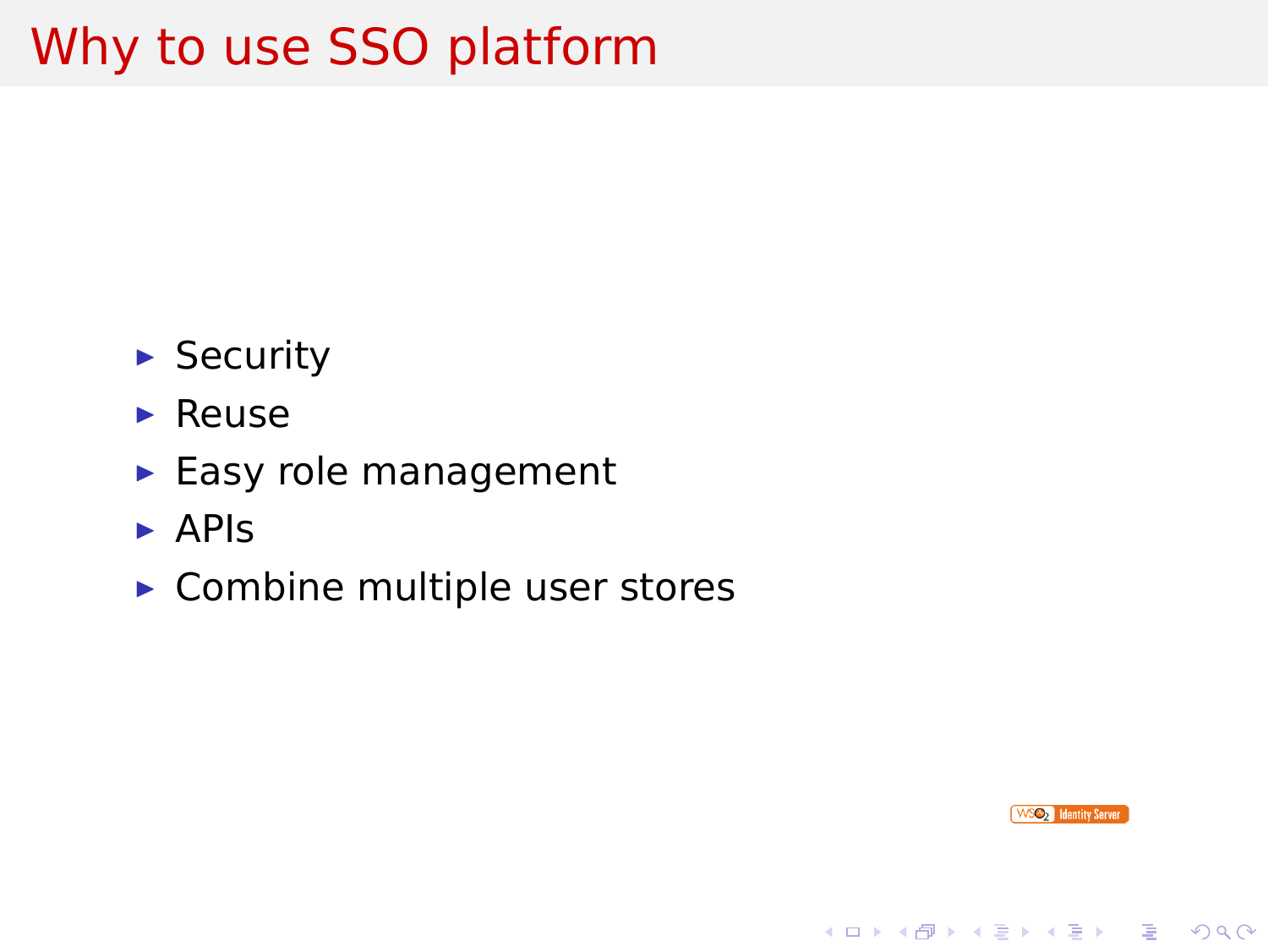# Why to use SSO platform

- Security
- Reuse
- Easy role management
- APIs
- Combine multiple user stores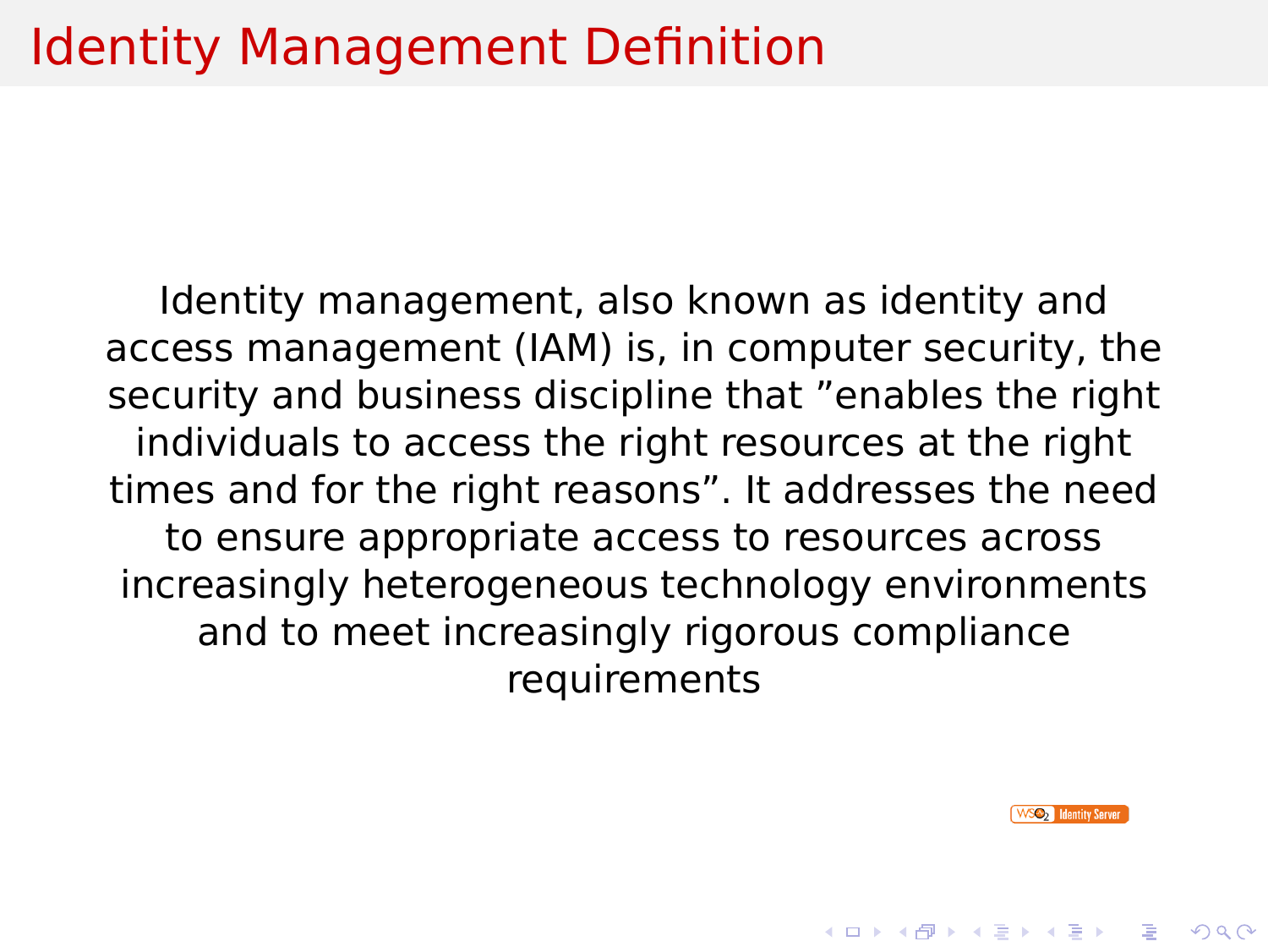# Identity Management Definition

Identity management, also known as identity and access management (IAM) is, in computer security, the security and business discipline that ”enables the right individuals to access the right resources at the right times and for the right reasons”. It addresses the need to ensure appropriate access to resources across increasingly heterogeneous technology environments and to meet increasingly rigorous compliance requirements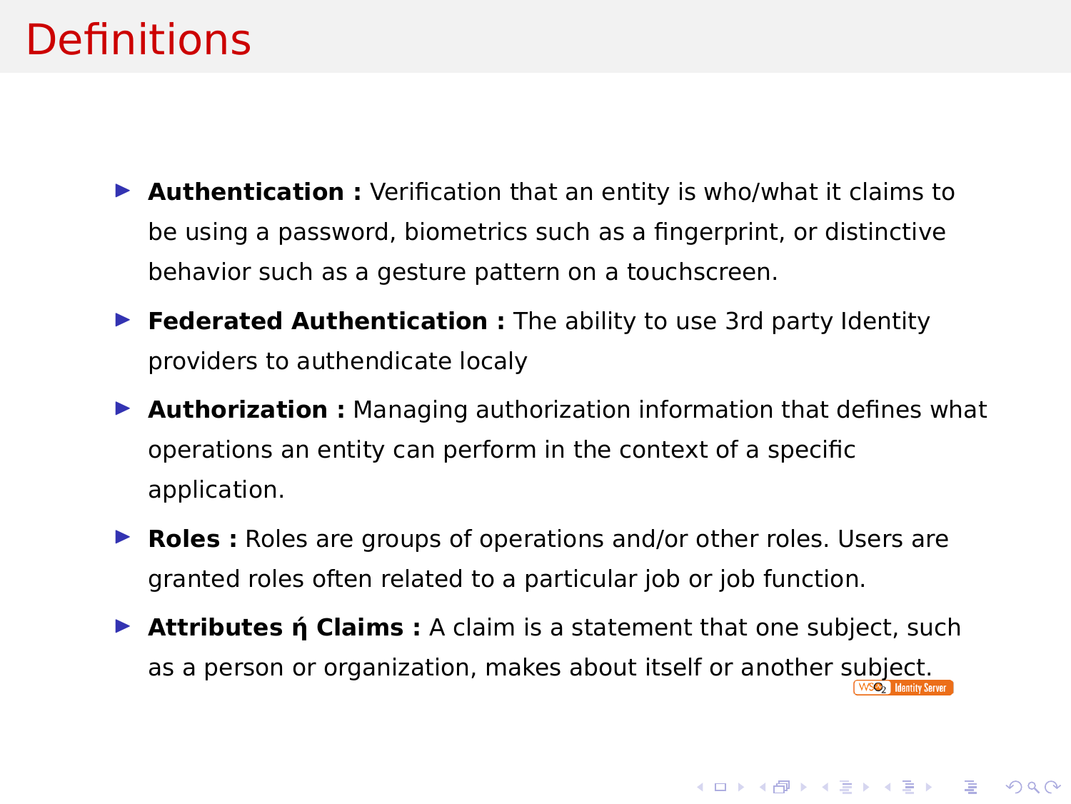# Definitions

- **Authentication :** Verification that an entity is who/what it claims to be using a password, biometrics such as a fingerprint, or distinctive behavior such as a gesture pattern on a touchscreen.
- **Federated Authentication :** The ability to use 3rd party Identity providers to authendicate localy
- **Authorization :** Managing authorization information that defines what operations an entity can perform in the context of a specific application.
- **Roles :** Roles are groups of operations and/or other roles. Users are granted roles often related to a particular job or job function.
- **Attributes ή Claims :** A claim is a statement that one subject, such as a person or organization, makes about itself or another subject.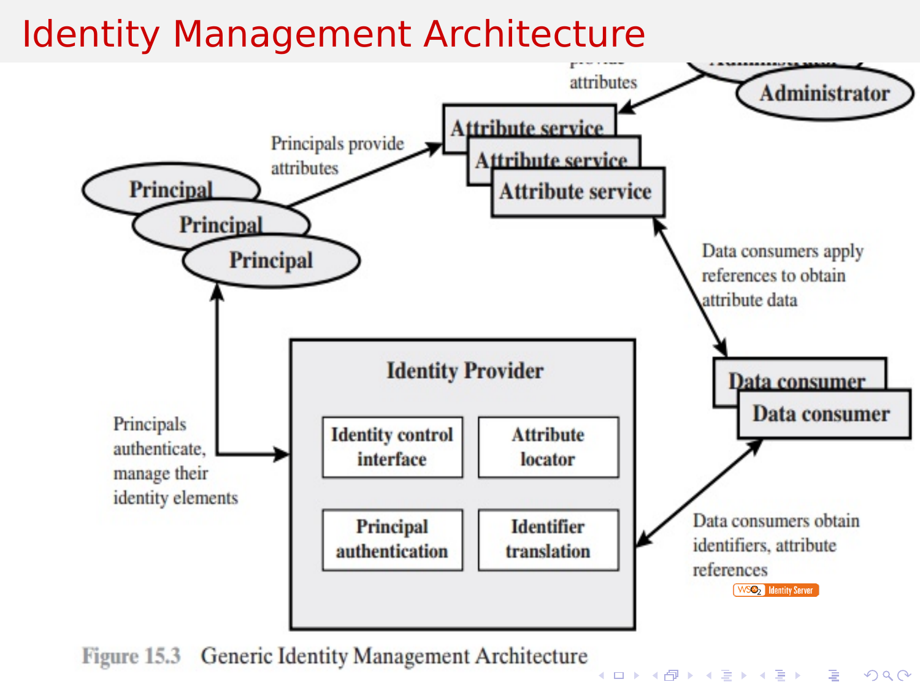# Identity Management Architecture

provide attributes

Administrator

Attribute service

Attribute service

Attribute service

Principals provide attributes

Principal

Principal

Principal

Data consumers apply references to obtain attribute data

Identity Provider

Identity control interface

Attribute locator

Principal authentication

Identifier translation

Principals authenticate, manage their identity elements

Data consumer

Data consumer

Data consumers obtain identifiers, attribute references

WSO2 Identity Server

Figure 15.3 Generic Identity Management Architecture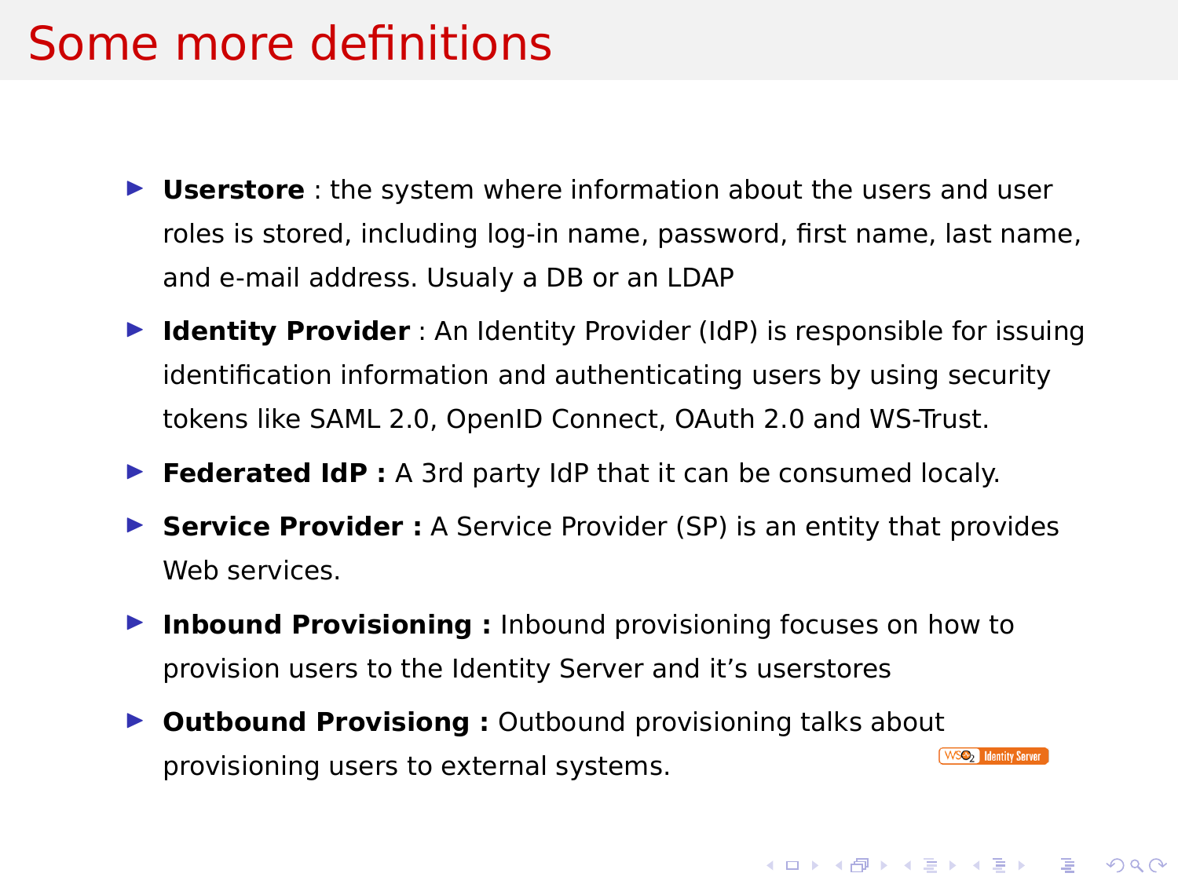# Some more definitions

- **Userstore** : the system where information about the users and user roles is stored, including log-in name, password, first name, last name, and e-mail address. Usualy a DB or an LDAP
- **Identity Provider** : An Identity Provider (IdP) is responsible for issuing identification information and authenticating users by using security tokens like SAML 2.0, OpenID Connect, OAuth 2.0 and WS-Trust.
- **Federated IdP :** A 3rd party IdP that it can be consumed localy.
- **Service Provider :** A Service Provider (SP) is an entity that provides Web services.
- **Inbound Provisioning :** Inbound provisioning focuses on how to provision users to the Identity Server and it's userstores
- **Outbound Provisiong :** Outbound provisioning talks about provisioning users to external systems.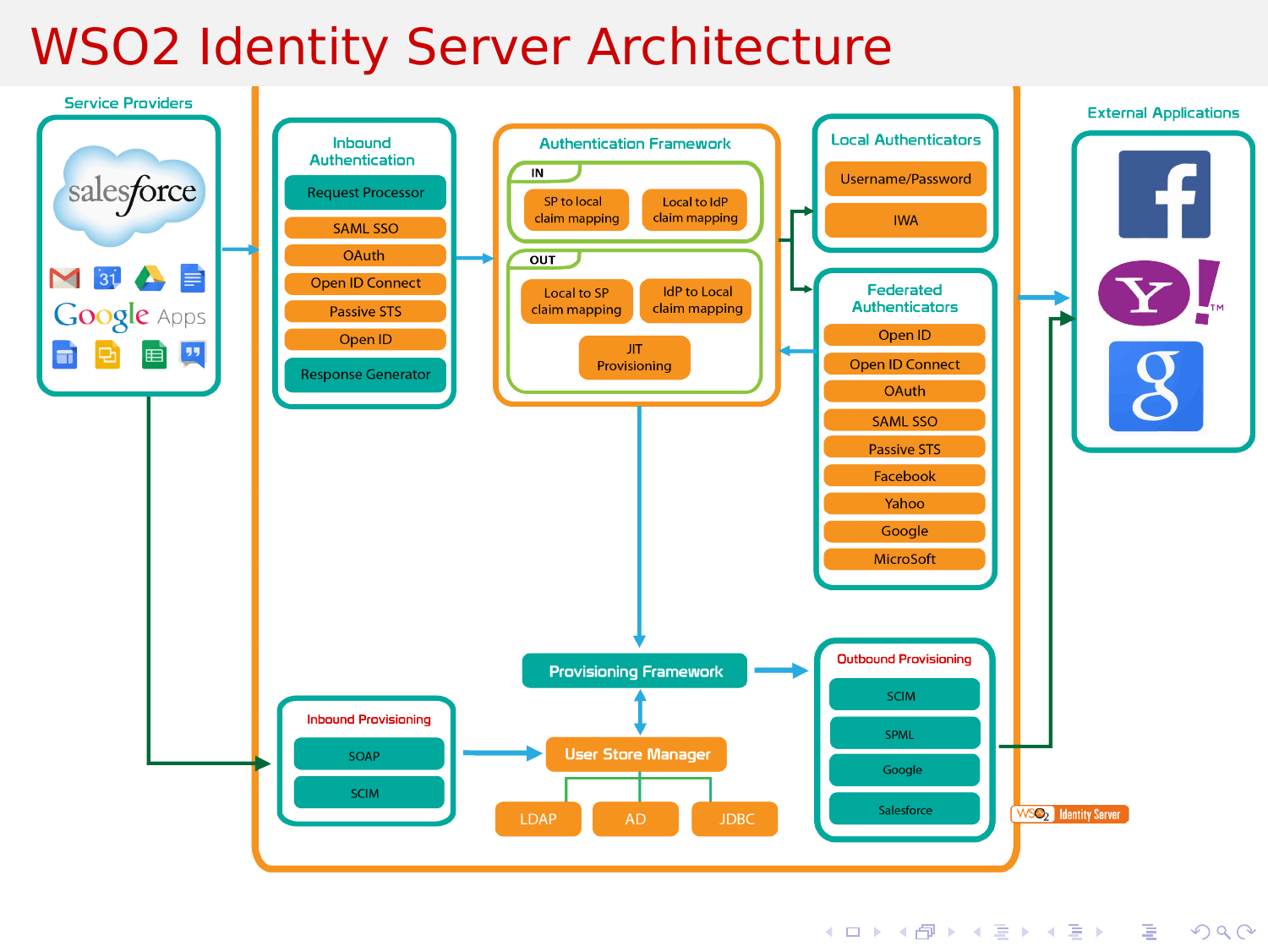# WSO2 Identity Server Architecture

**Service Providers**

salesforce

Google Apps

**Inbound Authentication**

- Request Processor
- SAML SSO
- OAuth
- Open ID Connect
- Passive STS
- Open ID
- Response Generator

**Authentication Framework**

IN
- SP to local claim mapping
- Local to IdP claim mapping

OUT
- Local to SP claim mapping
- IdP to Local claim mapping
- JIT Provisioning

**Local Authenticators**

- Username/Password
- IWA

**Federated Authenticators**

- Open ID
- Open ID Connect
- OAuth
- SAML SSO
- Passive STS
- Facebook
- Yahoo
- Google
- MicroSoft

**External Applications**

**Provisioning Framework**

**Inbound Provisioning**

- SOAP
- SCIM

**User Store Manager**

- LDAP
- AD
- JDBC

**Outbound Provisioning**

- SCIM
- SPML
- Google
- Salesforce

WSO2 Identity Server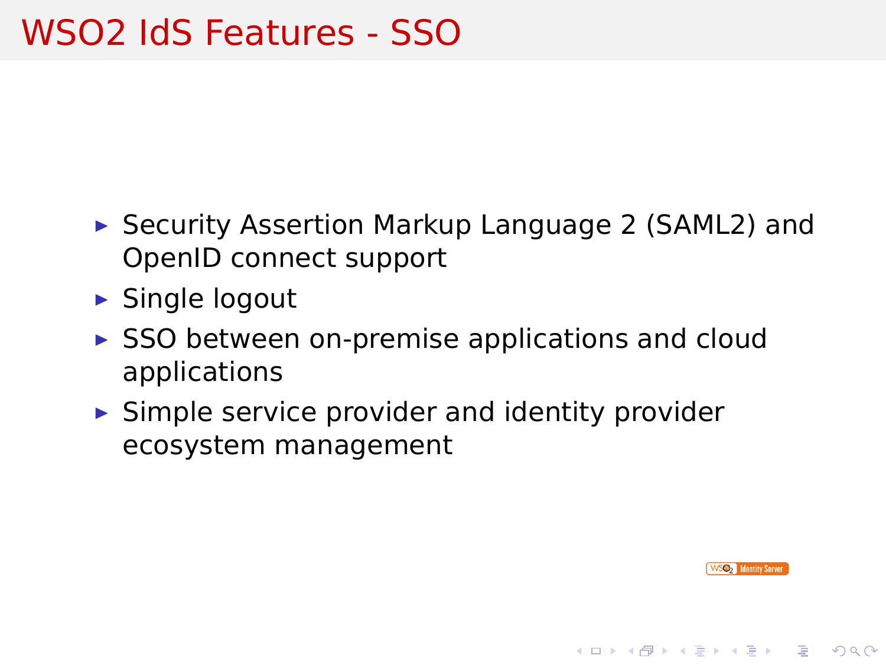# WSO2 IdS Features - SSO

- Security Assertion Markup Language 2 (SAML2) and OpenID connect support
- Single logout
- SSO between on-premise applications and cloud applications
- Simple service provider and identity provider ecosystem management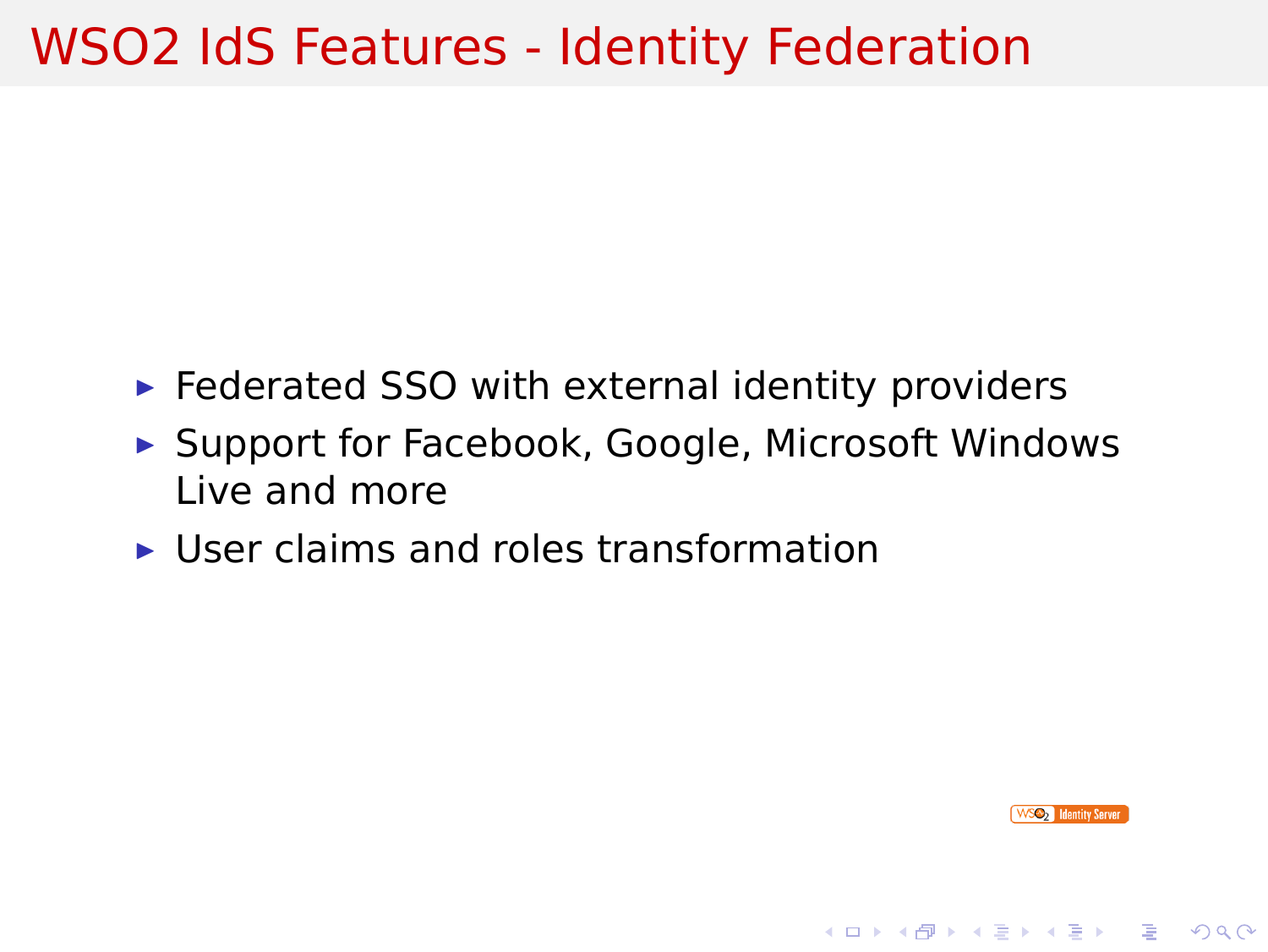# WSO2 IdS Features - Identity Federation

- Federated SSO with external identity providers
- Support for Facebook, Google, Microsoft Windows Live and more
- User claims and roles transformation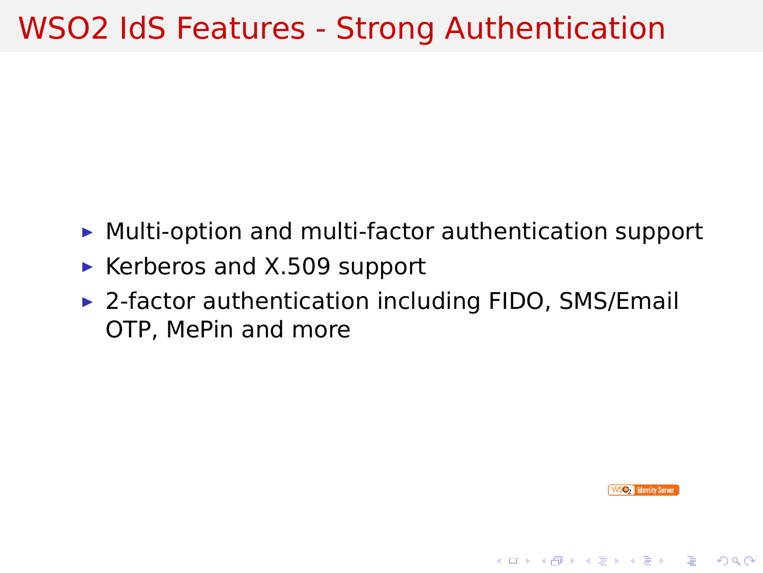# WSO2 IdS Features - Strong Authentication

- Multi-option and multi-factor authentication support
- Kerberos and X.509 support
- 2-factor authentication including FIDO, SMS/Email OTP, MePin and more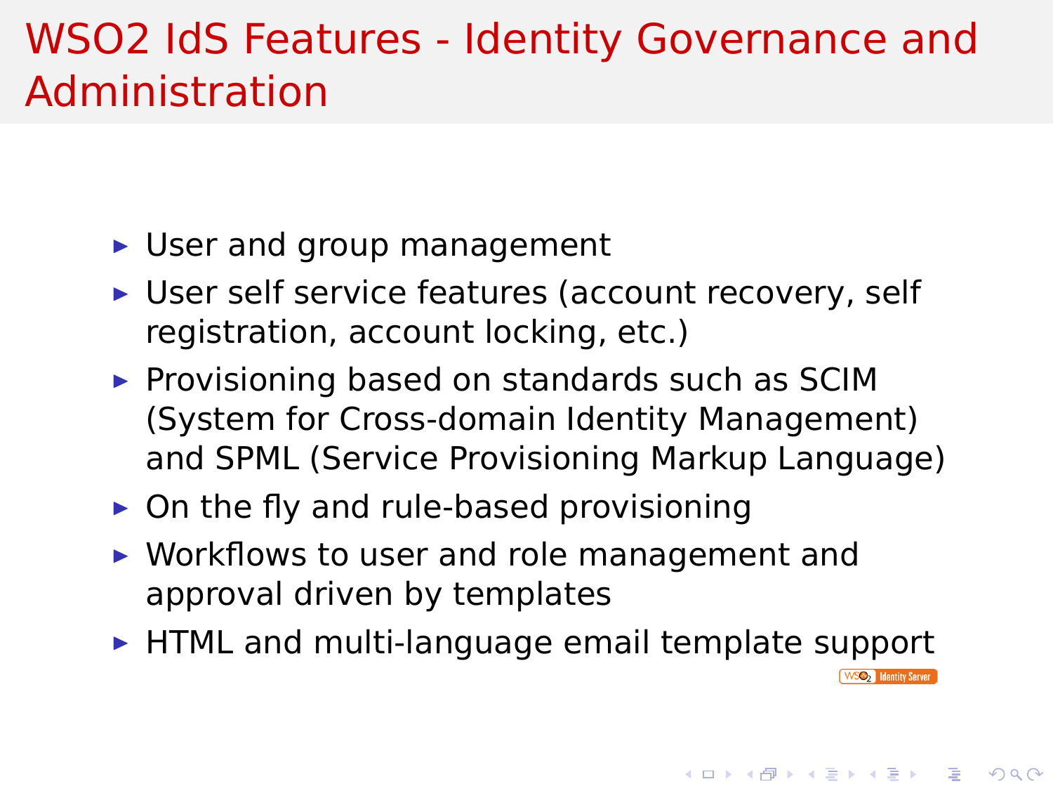# WSO2 IdS Features - Identity Governance and Administration

- User and group management
- User self service features (account recovery, self registration, account locking, etc.)
- Provisioning based on standards such as SCIM (System for Cross-domain Identity Management) and SPML (Service Provisioning Markup Language)
- On the fly and rule-based provisioning
- Workflows to user and role management and approval driven by templates
- HTML and multi-language email template support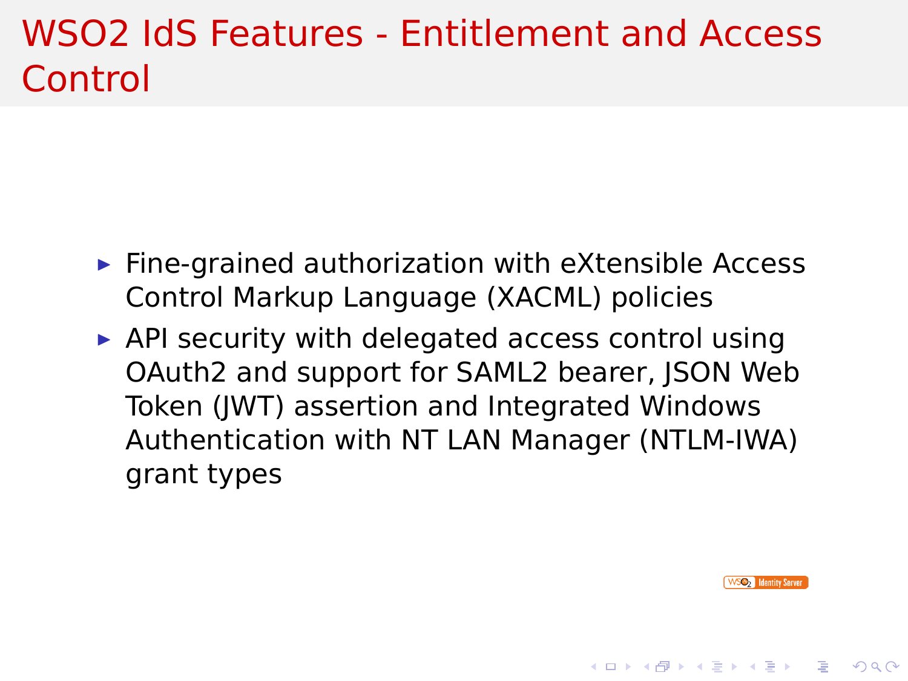# WSO2 IdS Features - Entitlement and Access Control

- Fine-grained authorization with eXtensible Access Control Markup Language (XACML) policies
- API security with delegated access control using OAuth2 and support for SAML2 bearer, JSON Web Token (JWT) assertion and Integrated Windows Authentication with NT LAN Manager (NTLM-IWA) grant types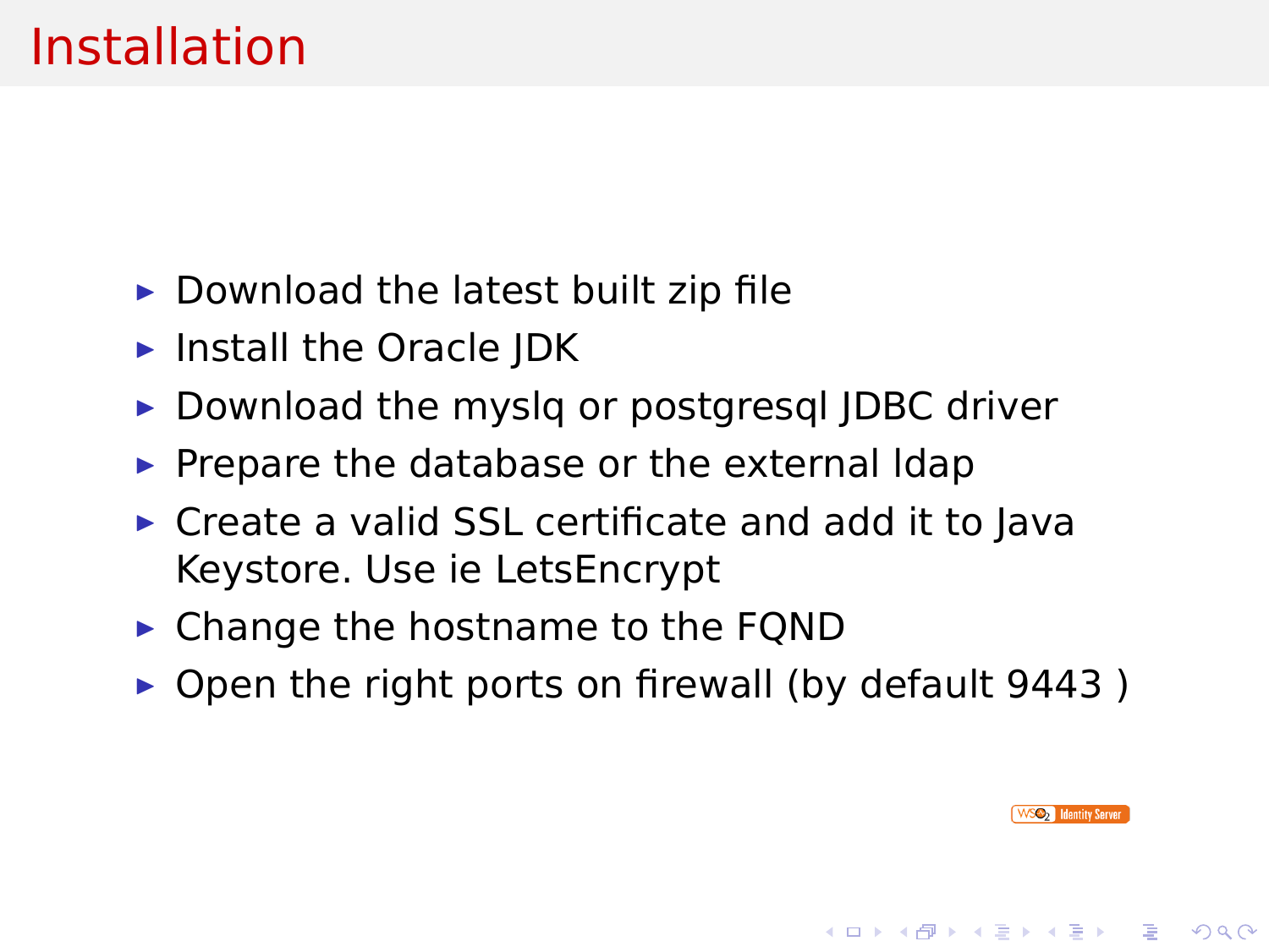# Installation

- Download the latest built zip file
- Install the Oracle JDK
- Download the myslq or postgresql JDBC driver
- Prepare the database or the external ldap
- Create a valid SSL certificate and add it to Java Keystore. Use ie LetsEncrypt
- Change the hostname to the FQND
- Open the right ports on firewall (by default 9443 )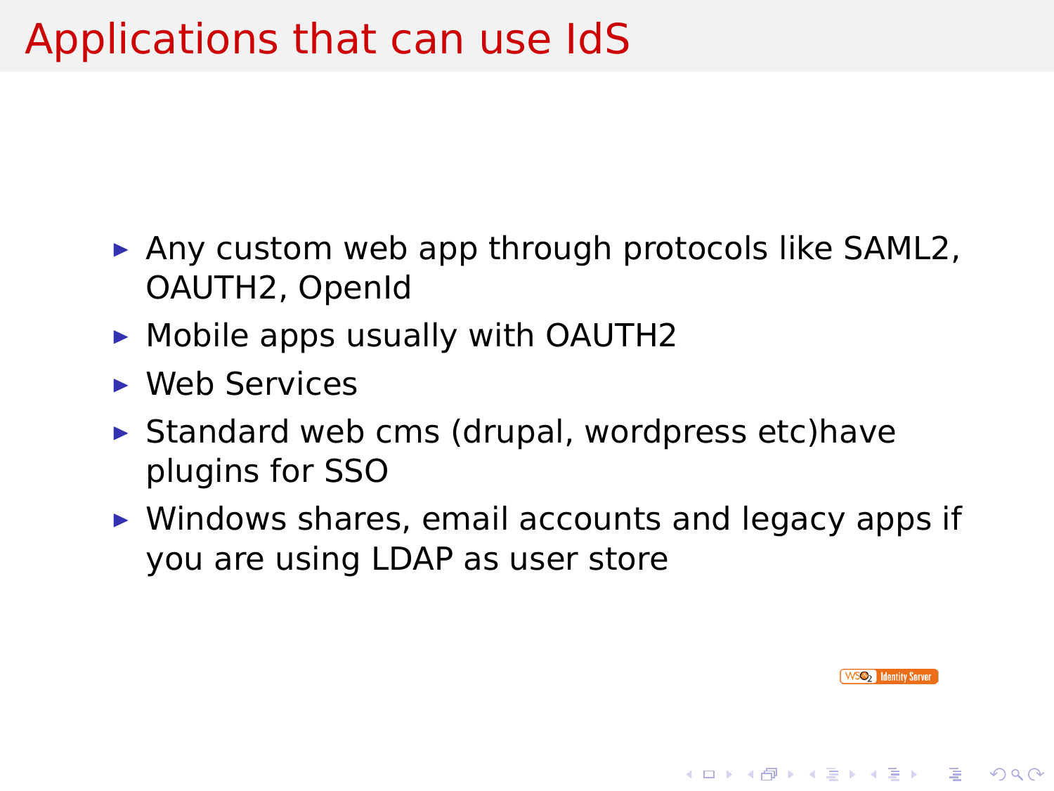# Applications that can use IdS

- Any custom web app through protocols like SAML2, OAUTH2, OpenId
- Mobile apps usually with OAUTH2
- Web Services
- Standard web cms (drupal, wordpress etc)have plugins for SSO
- Windows shares, email accounts and legacy apps if you are using LDAP as user store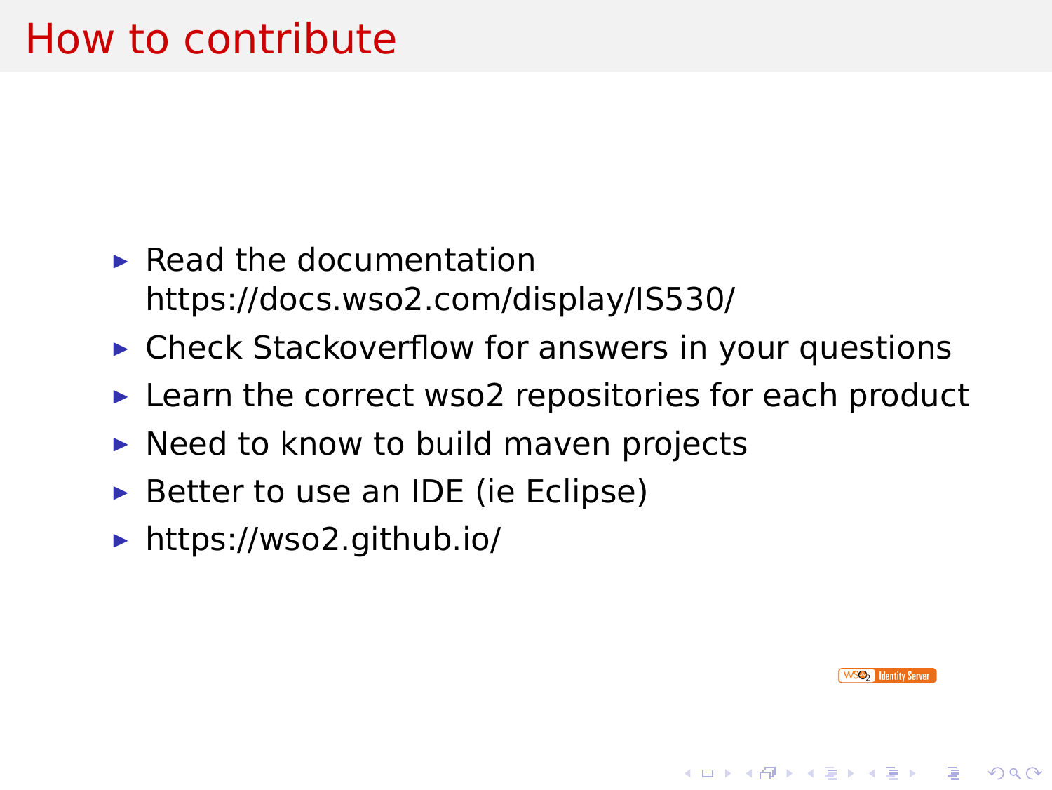# How to contribute

- Read the documentation https://docs.wso2.com/display/IS530/
- Check Stackoverflow for answers in your questions
- Learn the correct wso2 repositories for each product
- Need to know to build maven projects
- Better to use an IDE (ie Eclipse)
- https://wso2.github.io/